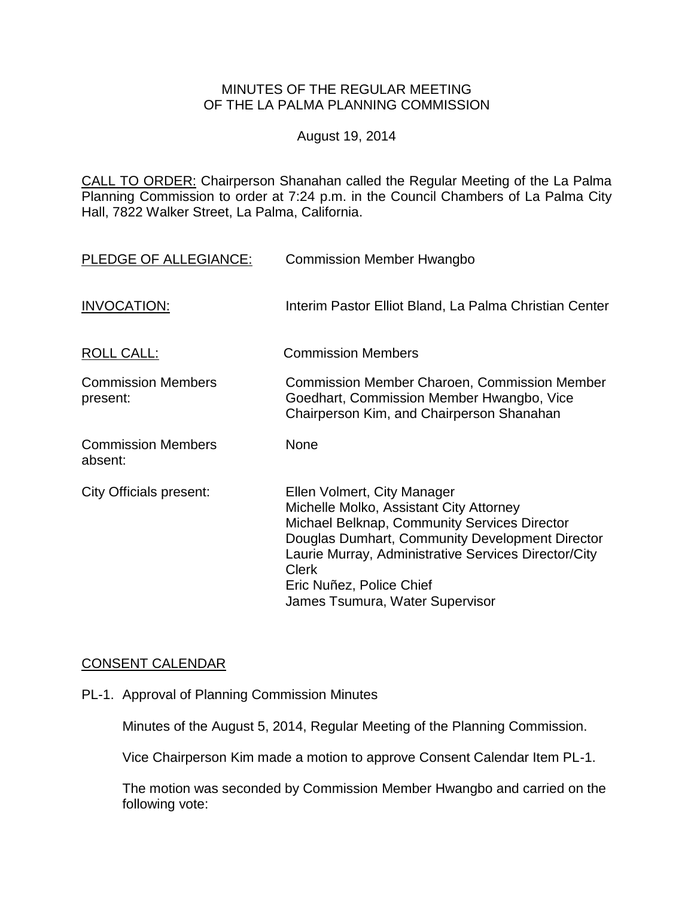MINUTES OF THE REGULAR MEETING
OF THE LA PALMA PLANNING COMMISSION

August 19, 2014

CALL TO ORDER: Chairperson Shanahan called the Regular Meeting of the La Palma Planning Commission to order at 7:24 p.m. in the Council Chambers of La Palma City Hall, 7822 Walker Street, La Palma, California.

PLEDGE OF ALLEGIANCE: Commission Member Hwangbo

INVOCATION: Interim Pastor Elliot Bland, La Palma Christian Center

ROLL CALL: Commission Members

Commission Members present: Commission Member Charoen, Commission Member Goedhart, Commission Member Hwangbo, Vice Chairperson Kim, and Chairperson Shanahan

Commission Members absent: None

City Officials present:
Ellen Volmert, City Manager
Michelle Molko, Assistant City Attorney
Michael Belknap, Community Services Director
Douglas Dumhart, Community Development Director
Laurie Murray, Administrative Services Director/City Clerk
Eric Nuñez, Police Chief
James Tsumura, Water Supervisor

CONSENT CALENDAR

PL-1. Approval of Planning Commission Minutes

Minutes of the August 5, 2014, Regular Meeting of the Planning Commission.

Vice Chairperson Kim made a motion to approve Consent Calendar Item PL-1.

The motion was seconded by Commission Member Hwangbo and carried on the following vote: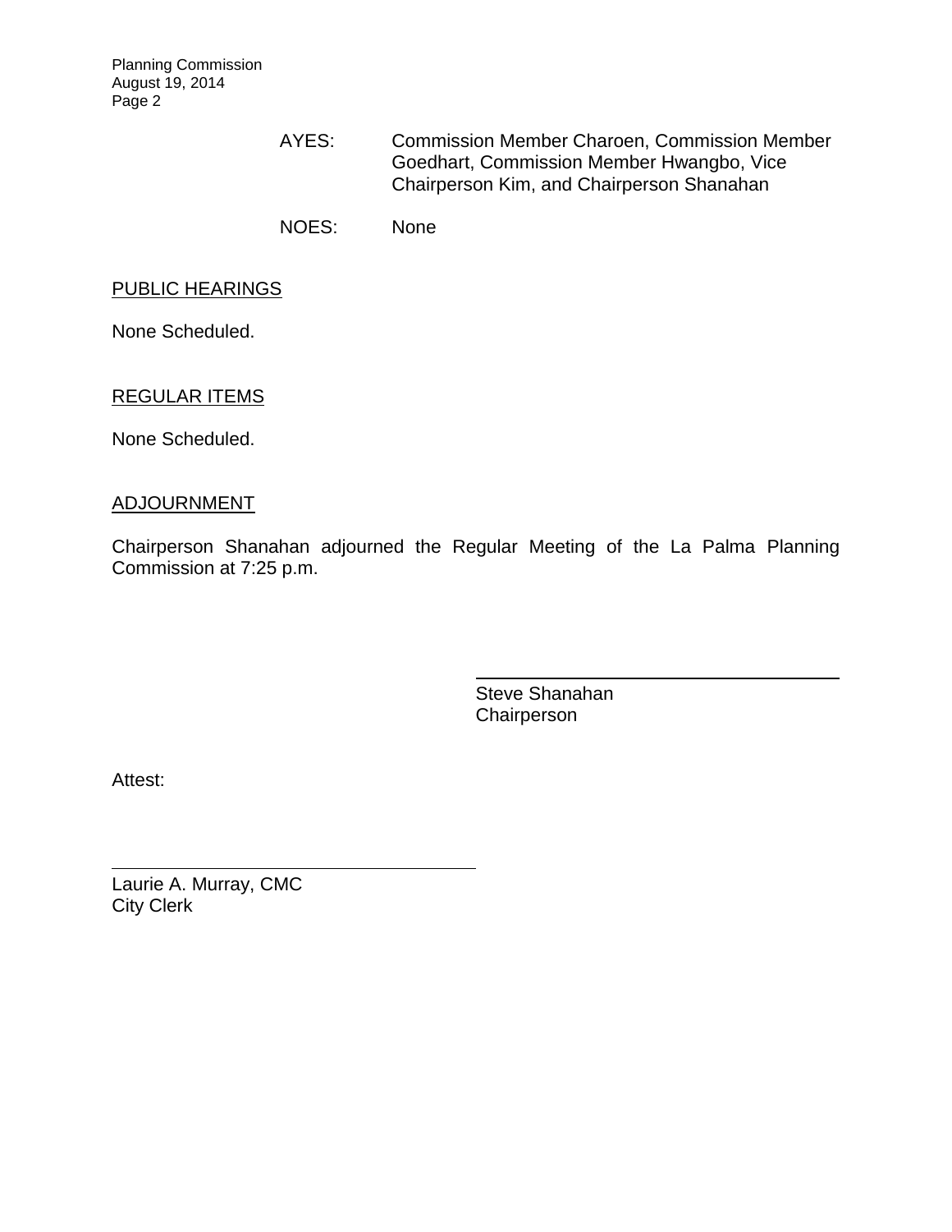AYES: Commission Member Charoen, Commission Member Goedhart, Commission Member Hwangbo, Vice Chairperson Kim, and Chairperson Shanahan

NOES: None

## PUBLIC HEARINGS

None Scheduled.

## REGULAR ITEMS

None Scheduled.

## ADJOURNMENT

Chairperson Shanahan adjourned the Regular Meeting of the La Palma Planning Commission at 7:25 p.m.

Steve Shanahan
Chairperson

Attest:

Laurie A. Murray, CMC
City Clerk